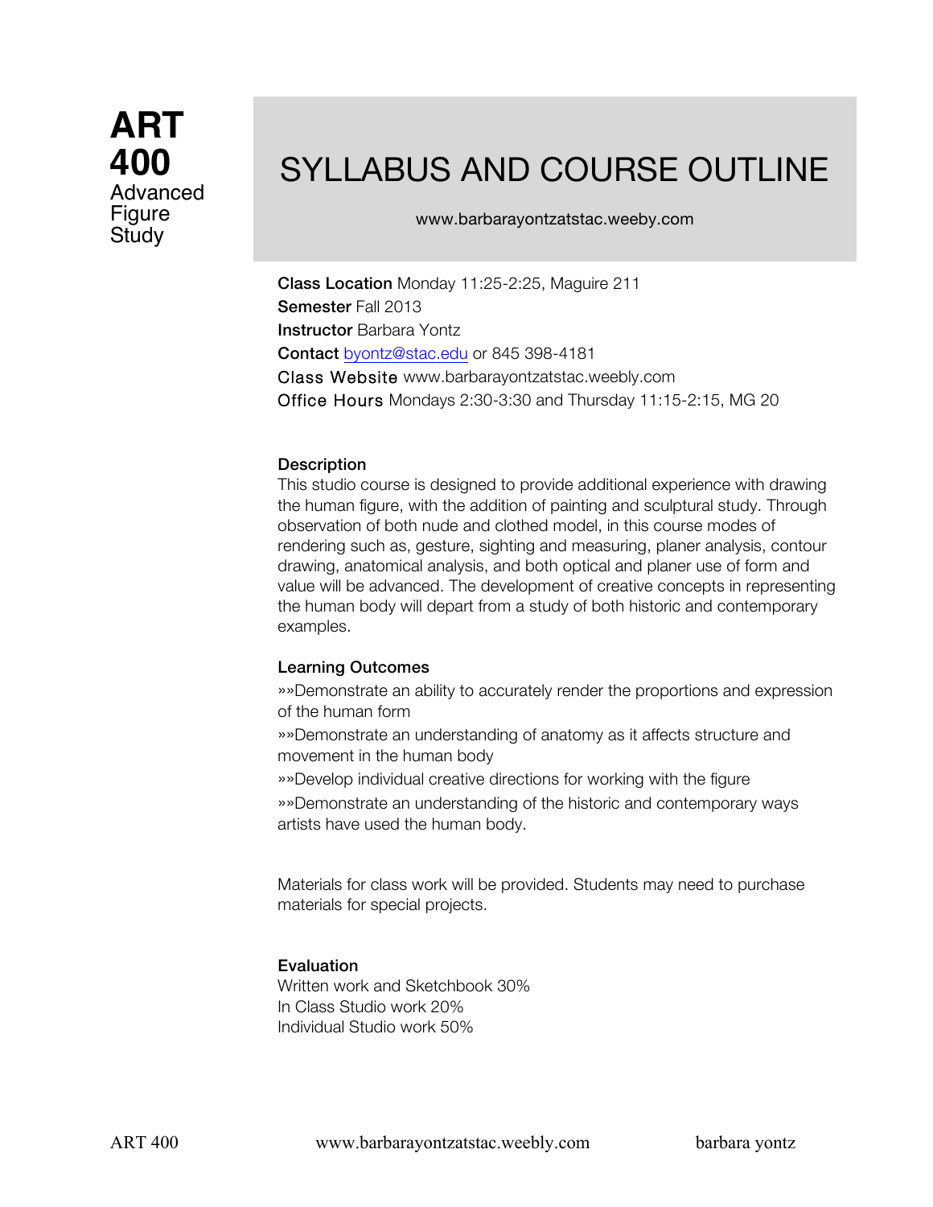# ART 400

Advanced Figure Study

## SYLLABUS AND COURSE OUTLINE

www.barbarayontzatstac.weeby.com

**Class Location** Monday 11:25-2:25, Maguire 211
**Semester** Fall 2013
**Instructor** Barbara Yontz
**Contact** byontz@stac.edu or 845 398-4181
Class Website www.barbarayontzatstac.weebly.com
Office Hours Mondays 2:30-3:30 and Thursday 11:15-2:15, MG 20

### Description

This studio course is designed to provide additional experience with drawing the human figure, with the addition of painting and sculptural study. Through observation of both nude and clothed model, in this course modes of rendering such as, gesture, sighting and measuring, planer analysis, contour drawing, anatomical analysis, and both optical and planer use of form and value will be advanced. The development of creative concepts in representing the human body will depart from a study of both historic and contemporary examples.

### Learning Outcomes

»»Demonstrate an ability to accurately render the proportions and expression of the human form

»»Demonstrate an understanding of anatomy as it affects structure and movement in the human body

»»Develop individual creative directions for working with the figure

»»Demonstrate an understanding of the historic and contemporary ways artists have used the human body.

Materials for class work will be provided. Students may need to purchase materials for special projects.

### Evaluation

Written work and Sketchbook 30%
In Class Studio work 20%
Individual Studio work 50%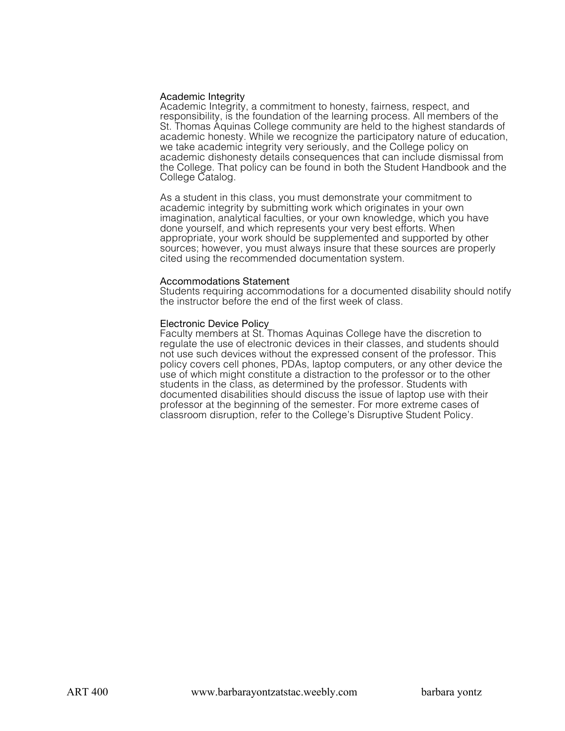## Academic Integrity

Academic Integrity, a commitment to honesty, fairness, respect, and responsibility, is the foundation of the learning process. All members of the St. Thomas Aquinas College community are held to the highest standards of academic honesty. While we recognize the participatory nature of education, we take academic integrity very seriously, and the College policy on academic dishonesty details consequences that can include dismissal from the College. That policy can be found in both the Student Handbook and the College Catalog.

As a student in this class, you must demonstrate your commitment to academic integrity by submitting work which originates in your own imagination, analytical faculties, or your own knowledge, which you have done yourself, and which represents your very best efforts. When appropriate, your work should be supplemented and supported by other sources; however, you must always insure that these sources are properly cited using the recommended documentation system.

## Accommodations Statement

Students requiring accommodations for a documented disability should notify the instructor before the end of the first week of class.

## Electronic Device Policy

Faculty members at St. Thomas Aquinas College have the discretion to regulate the use of electronic devices in their classes, and students should not use such devices without the expressed consent of the professor. This policy covers cell phones, PDAs, laptop computers, or any other device the use of which might constitute a distraction to the professor or to the other students in the class, as determined by the professor. Students with documented disabilities should discuss the issue of laptop use with their professor at the beginning of the semester. For more extreme cases of classroom disruption, refer to the College's Disruptive Student Policy.